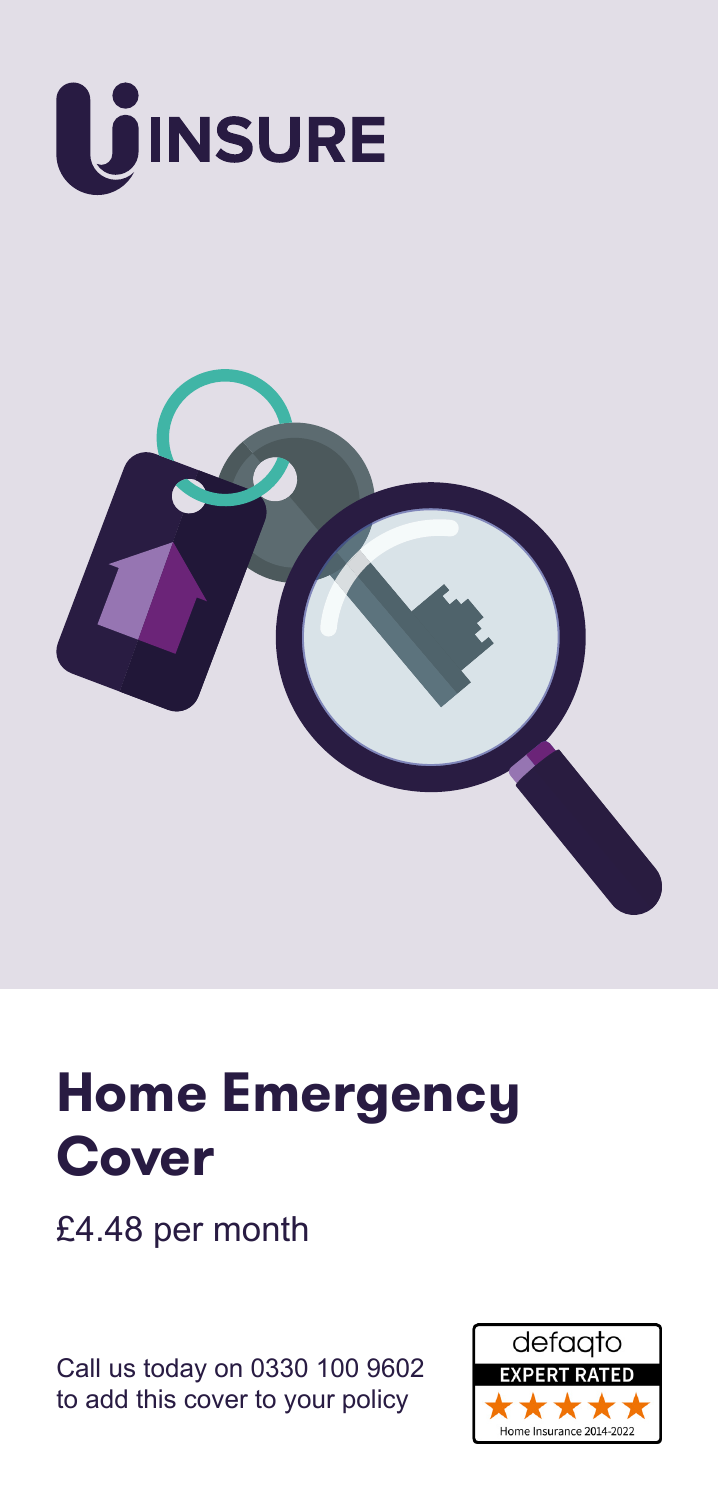UINSURE

# Home Emergency Cover

£4.48 per month

Call us today on 0330 100 9602 to add this cover to your policy

defaqto
EXPERT RATED
★★★★★
Home Insurance 2014-2022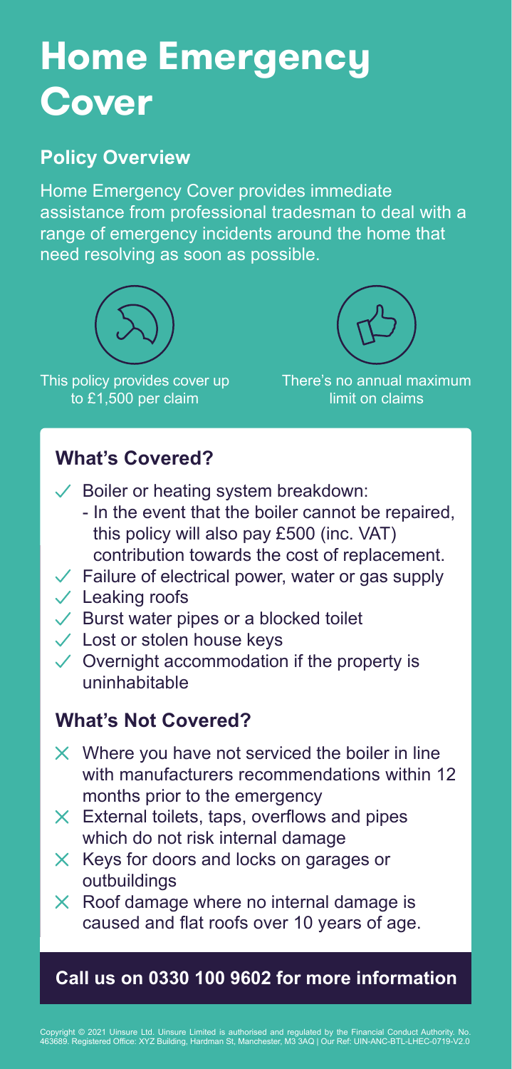# Home Emergency Cover

## Policy Overview

Home Emergency Cover provides immediate assistance from professional tradesman to deal with a range of emergency incidents around the home that need resolving as soon as possible.

This policy provides cover up to £1,500 per claim

There's no annual maximum limit on claims

## What's Covered?

- ✓ Boiler or heating system breakdown:
  - In the event that the boiler cannot be repaired, this policy will also pay £500 (inc. VAT) contribution towards the cost of replacement.
- ✓ Failure of electrical power, water or gas supply
- ✓ Leaking roofs
- ✓ Burst water pipes or a blocked toilet
- ✓ Lost or stolen house keys
- ✓ Overnight accommodation if the property is uninhabitable

## What's Not Covered?

- ✕ Where you have not serviced the boiler in line with manufacturers recommendations within 12 months prior to the emergency
- ✕ External toilets, taps, overflows and pipes which do not risk internal damage
- ✕ Keys for doors and locks on garages or outbuildings
- ✕ Roof damage where no internal damage is caused and flat roofs over 10 years of age.

**Call us on 0330 100 9602 for more information**

Copyright © 2021 Uinsure Ltd. Uinsure Limited is authorised and regulated by the Financial Conduct Authority. No. 463689. Registered Office: XYZ Building, Hardman St, Manchester, M3 3AQ | Our Ref: UIN-ANC-BTL-LHEC-0719-V2.0